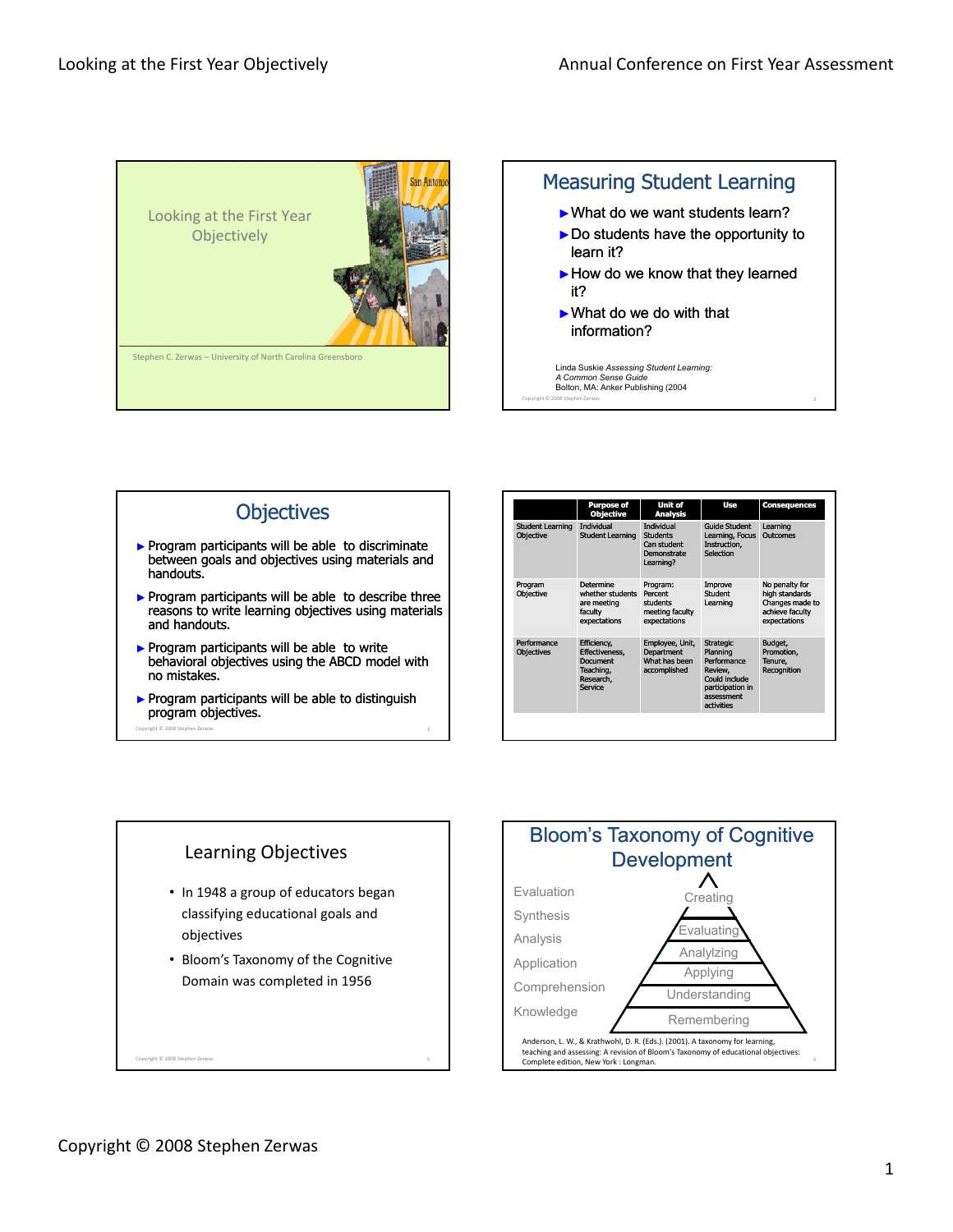## Looking at the First Year Objectively

Stephen C. Zerwas – University of North Carolina Greensboro

## Measuring Student Learning

- ►What do we want students learn?
- ►Do students have the opportunity to learn it?
- ►How do we know that they learned it?
- ►What do we do with that information?

Linda Suskie *Assessing Student Learning: A Common Sense Guide*
Bolton, MA: Anker Publishing (2004

Copyright © 2008 Stephen Zerwas

## Objectives

- ►Program participants will be able to discriminate between goals and objectives using materials and handouts.
- ►Program participants will be able to describe three reasons to write learning objectives using materials and handouts.
- ►Program participants will be able to write behavioral objectives using the ABCD model with no mistakes.
- ►Program participants will be able to distinguish program objectives.

Copyright © 2008 Stephen Zerwas

| | Purpose of Objective | Unit of Analysis | Use | Consequences |
|---|---|---|---|---|
| Student Learning Objective | Individual Student Learning | Individual Students Can student Demonstrate Learning? | Guide Student Learning, Focus Instruction, Selection | Learning Outcomes |
| Program Objective | Determine whether students are meeting faculty expectations | Program: Percent students meeting faculty expectations | Improve Student Learning | No penalty for high standards Changes made to achieve faculty expectations |
| Performance Objectives | Efficiency, Effectiveness, Document Teaching, Research, Service | Employee, Unit, Department What has been accomplished | Strategic Planning Performance Review, Could include participation in assessment activities | Budget, Promotion, Tenure, Recognition |

## Learning Objectives

- In 1948 a group of educators began classifying educational goals and objectives
- Bloom's Taxonomy of the Cognitive Domain was completed in 1956

Copyright © 2008 Stephen Zerwas

## Bloom's Taxonomy of Cognitive Development

| Original | Revised |
|---|---|
| Evaluation | Creating |
| Synthesis | Evaluating |
| Analysis | Analyzing |
| Application | Applying |
| Comprehension | Understanding |
| Knowledge | Remembering |

Anderson, L. W., & Krathwohl, D. R. (Eds.). (2001). A taxonomy for learning, teaching and assessing: A revision of Bloom's Taxonomy of educational objectives: Complete edition, New York : Longman.

Copyright © 2008 Stephen Zerwas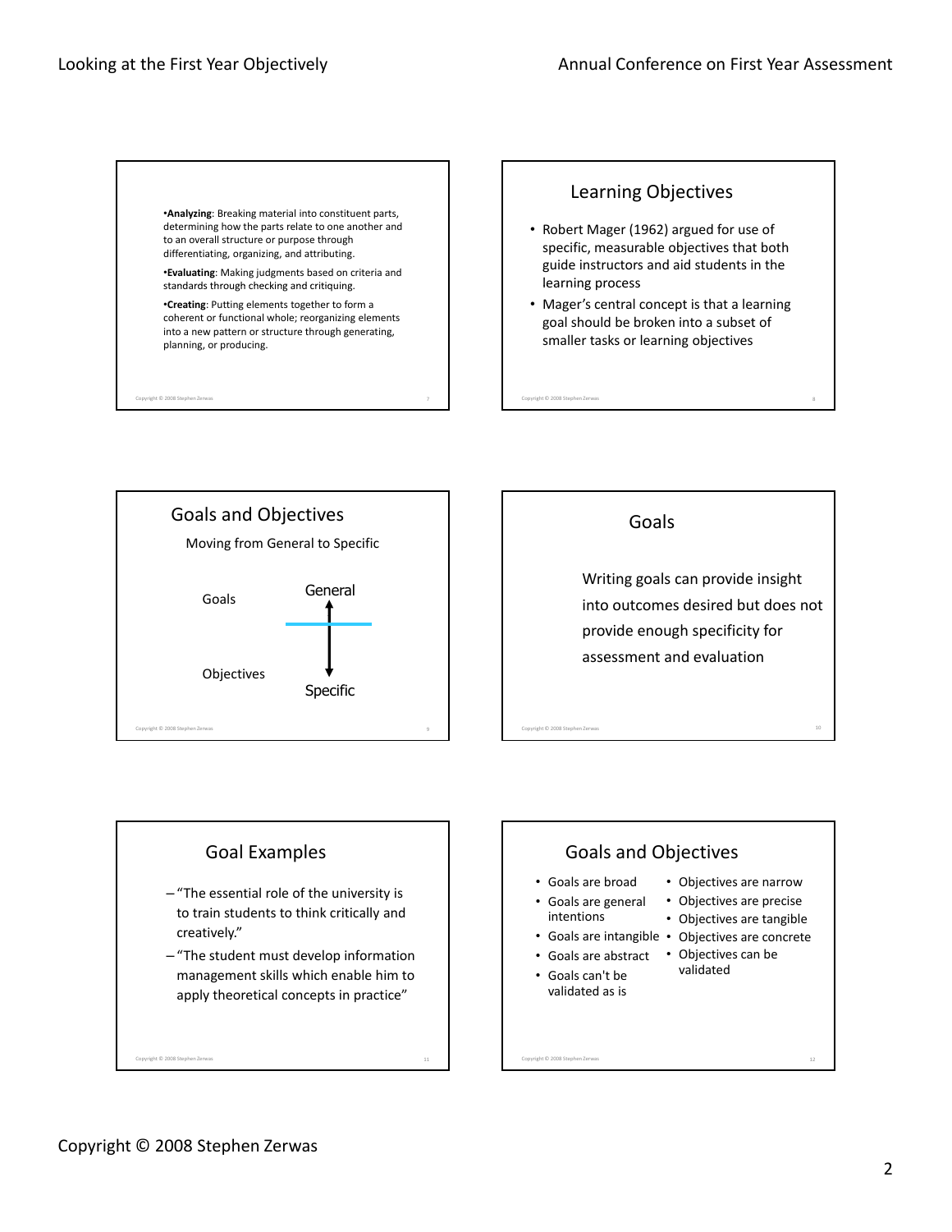•**Analyzing**: Breaking material into constituent parts, determining how the parts relate to one another and to an overall structure or purpose through differentiating, organizing, and attributing.

•**Evaluating**: Making judgments based on criteria and standards through checking and critiquing.

•**Creating**: Putting elements together to form a coherent or functional whole; reorganizing elements into a new pattern or structure through generating, planning, or producing.

## Learning Objectives

- Robert Mager (1962) argued for use of specific, measurable objectives that both guide instructors and aid students in the learning process
- Mager's central concept is that a learning goal should be broken into a subset of smaller tasks or learning objectives

## Goals and Objectives

Moving from General to Specific

Goals

General

Objectives

Specific

## Goals

Writing goals can provide insight into outcomes desired but does not provide enough specificity for assessment and evaluation

## Goal Examples

- "The essential role of the university is to train students to think critically and creatively."
- "The student must develop information management skills which enable him to apply theoretical concepts in practice"

## Goals and Objectives

- Goals are broad
- Goals are general intentions
- Goals are intangible
- Goals are abstract
- Goals can't be validated as is

- Objectives are narrow
- Objectives are precise
- Objectives are tangible
- Objectives are concrete
- Objectives can be validated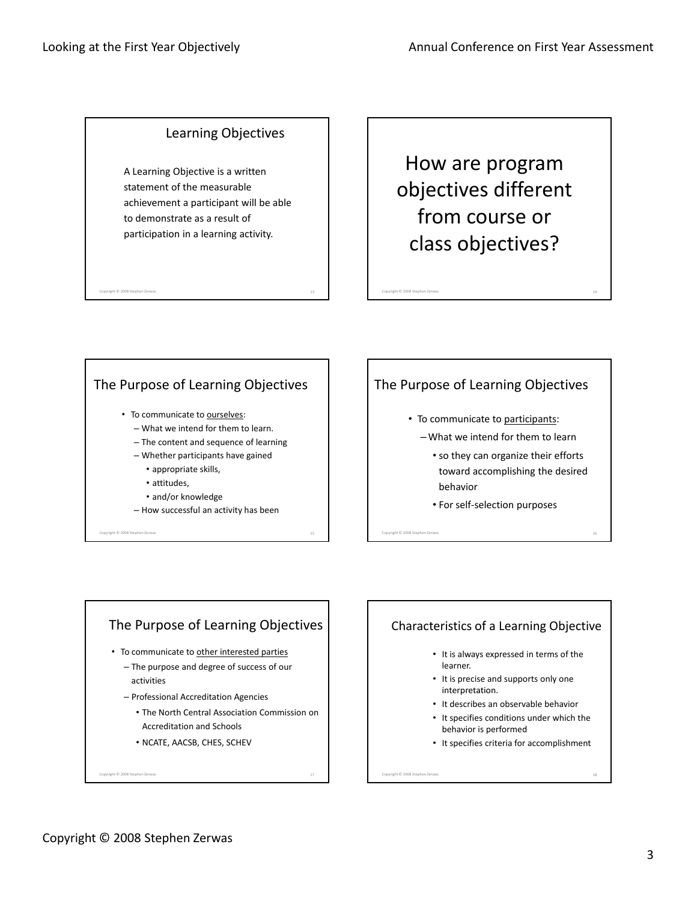## Learning Objectives

A Learning Objective is a written statement of the measurable achievement a participant will be able to demonstrate as a result of participation in a learning activity.

## How are program objectives different from course or class objectives?

## The Purpose of Learning Objectives

- To communicate to <u>ourselves</u>:
  - What we intend for them to learn.
  - The content and sequence of learning
  - Whether participants have gained
    - appropriate skills,
    - attitudes,
    - and/or knowledge
  - How successful an activity has been

## The Purpose of Learning Objectives

- To communicate to <u>participants</u>:
  - What we intend for them to learn
    - so they can organize their efforts toward accomplishing the desired behavior
    - For self-selection purposes

## The Purpose of Learning Objectives

- To communicate to <u>other interested parties</u>
  - The purpose and degree of success of our activities
  - Professional Accreditation Agencies
    - The North Central Association Commission on Accreditation and Schools
    - NCATE, AACSB, CHES, SCHEV

## Characteristics of a Learning Objective

- It is always expressed in terms of the learner.
- It is precise and supports only one interpretation.
- It describes an observable behavior
- It specifies conditions under which the behavior is performed
- It specifies criteria for accomplishment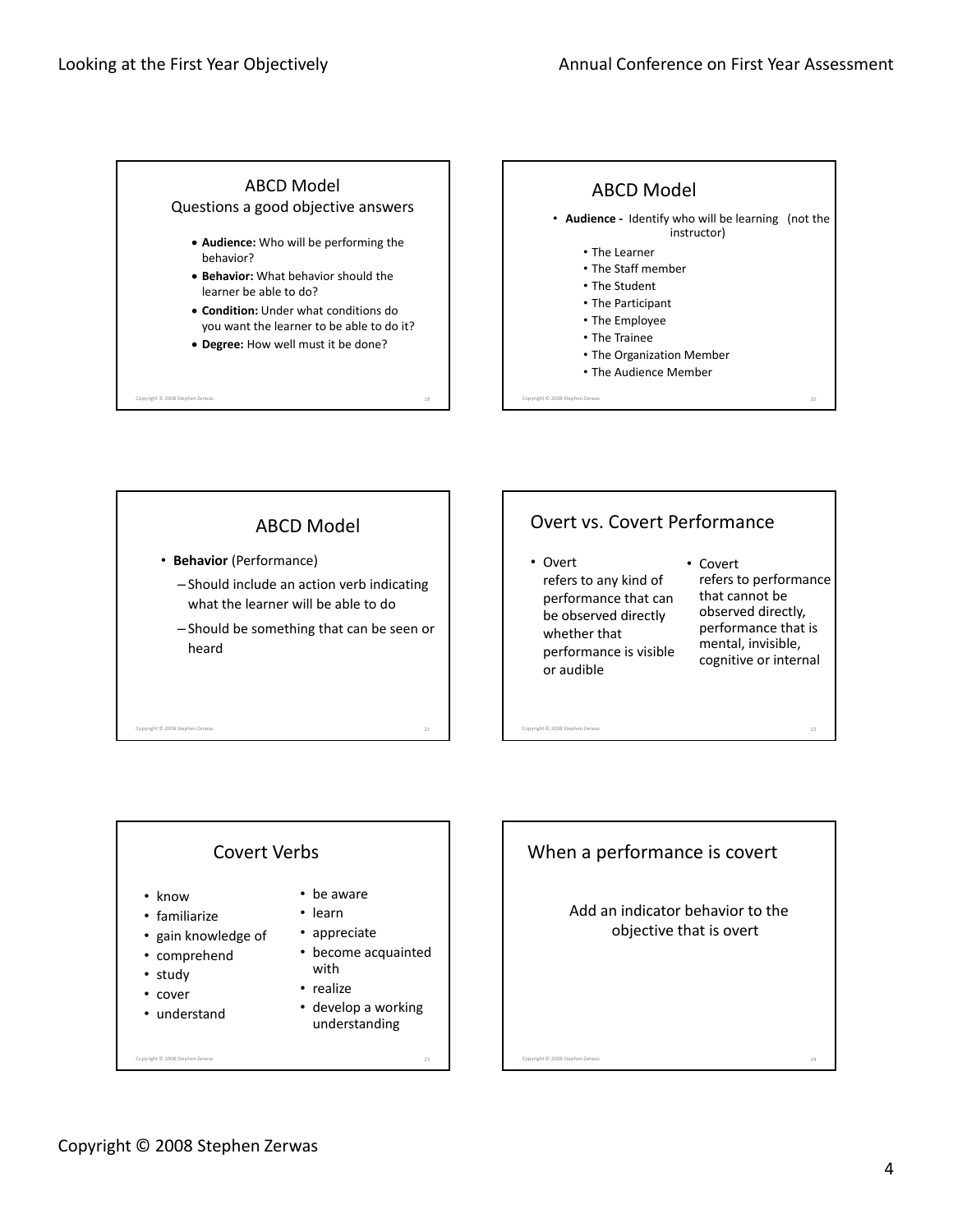## ABCD Model

Questions a good objective answers

- **Audience:** Who will be performing the behavior?
- **Behavior:** What behavior should the learner be able to do?
- **Condition:** Under what conditions do you want the learner to be able to do it?
- **Degree:** How well must it be done?

## ABCD Model

- **Audience -** Identify who will be learning (not the instructor)
  - The Learner
  - The Staff member
  - The Student
  - The Participant
  - The Employee
  - The Trainee
  - The Organization Member
  - The Audience Member

## ABCD Model

- **Behavior** (Performance)
  - Should include an action verb indicating what the learner will be able to do
  - Should be something that can be seen or heard

## Overt vs. Covert Performance

- Overt
  refers to any kind of performance that can be observed directly whether that performance is visible or audible
- Covert
  refers to performance that cannot be observed directly, performance that is mental, invisible, cognitive or internal

## Covert Verbs

- know
- familiarize
- gain knowledge of
- comprehend
- study
- cover
- understand
- be aware
- learn
- appreciate
- become acquainted with
- realize
- develop a working understanding

## When a performance is covert

Add an indicator behavior to the objective that is overt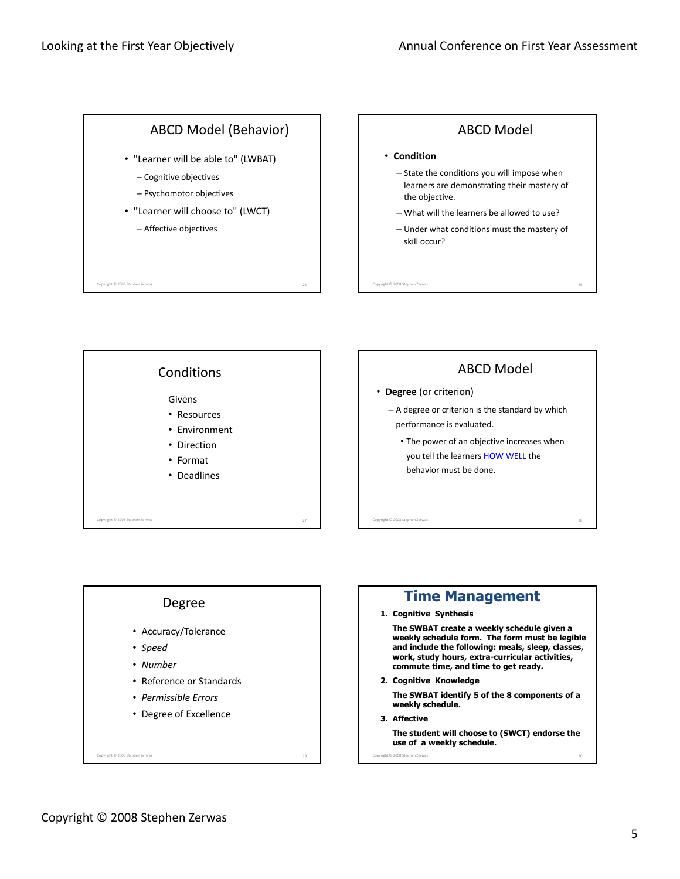## ABCD Model (Behavior)

- "Learner will be able to" (LWBAT)
  - Cognitive objectives
  - Psychomotor objectives
- "Learner will choose to" (LWCT)
  - Affective objectives

## ABCD Model

- **Condition**
  - State the conditions you will impose when learners are demonstrating their mastery of the objective.
  - What will the learners be allowed to use?
  - Under what conditions must the mastery of skill occur?

## Conditions

Givens

- Resources
- Environment
- Direction
- Format
- Deadlines

## ABCD Model

- **Degree** (or criterion)
  - A degree or criterion is the standard by which performance is evaluated.
    - The power of an objective increases when you tell the learners HOW WELL the behavior must be done.

## Degree

- Accuracy/Tolerance
- *Speed*
- *Number*
- Reference or Standards
- *Permissible Errors*
- Degree of Excellence

## Time Management

1. **Cognitive Synthesis**

   **The SWBAT create a weekly schedule given a weekly schedule form. The form must be legible and include the following: meals, sleep, classes, work, study hours, extra-curricular activities, commute time, and time to get ready.**

2. **Cognitive Knowledge**

   **The SWBAT identify 5 of the 8 components of a weekly schedule.**

3. **Affective**

   **The student will choose to (SWCT) endorse the use of a weekly schedule.**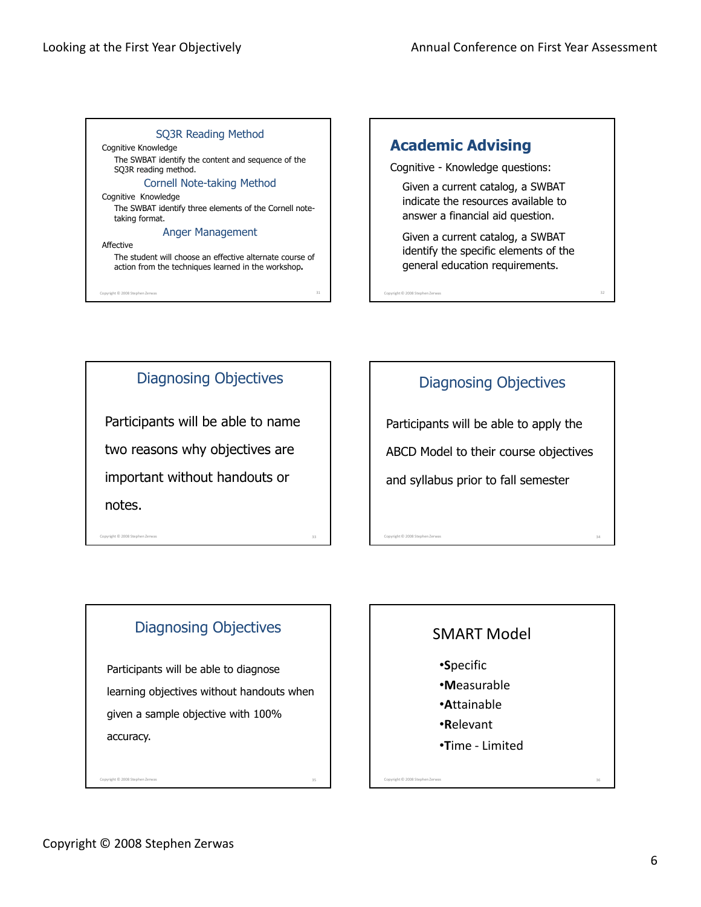### SQ3R Reading Method

Cognitive Knowledge

The SWBAT identify the content and sequence of the SQ3R reading method.

### Cornell Note-taking Method

Cognitive Knowledge

The SWBAT identify three elements of the Cornell note-taking format.

### Anger Management

Affective

The student will choose an effective alternate course of action from the techniques learned in the workshop.

## Academic Advising

Cognitive - Knowledge questions:

Given a current catalog, a SWBAT indicate the resources available to answer a financial aid question.

Given a current catalog, a SWBAT identify the specific elements of the general education requirements.

## Diagnosing Objectives

Participants will be able to name two reasons why objectives are important without handouts or notes.

## Diagnosing Objectives

Participants will be able to apply the ABCD Model to their course objectives and syllabus prior to fall semester

## Diagnosing Objectives

Participants will be able to diagnose learning objectives without handouts when given a sample objective with 100% accuracy.

## SMART Model

- **S**pecific
- **M**easurable
- **A**ttainable
- **R**elevant
- **T**ime - Limited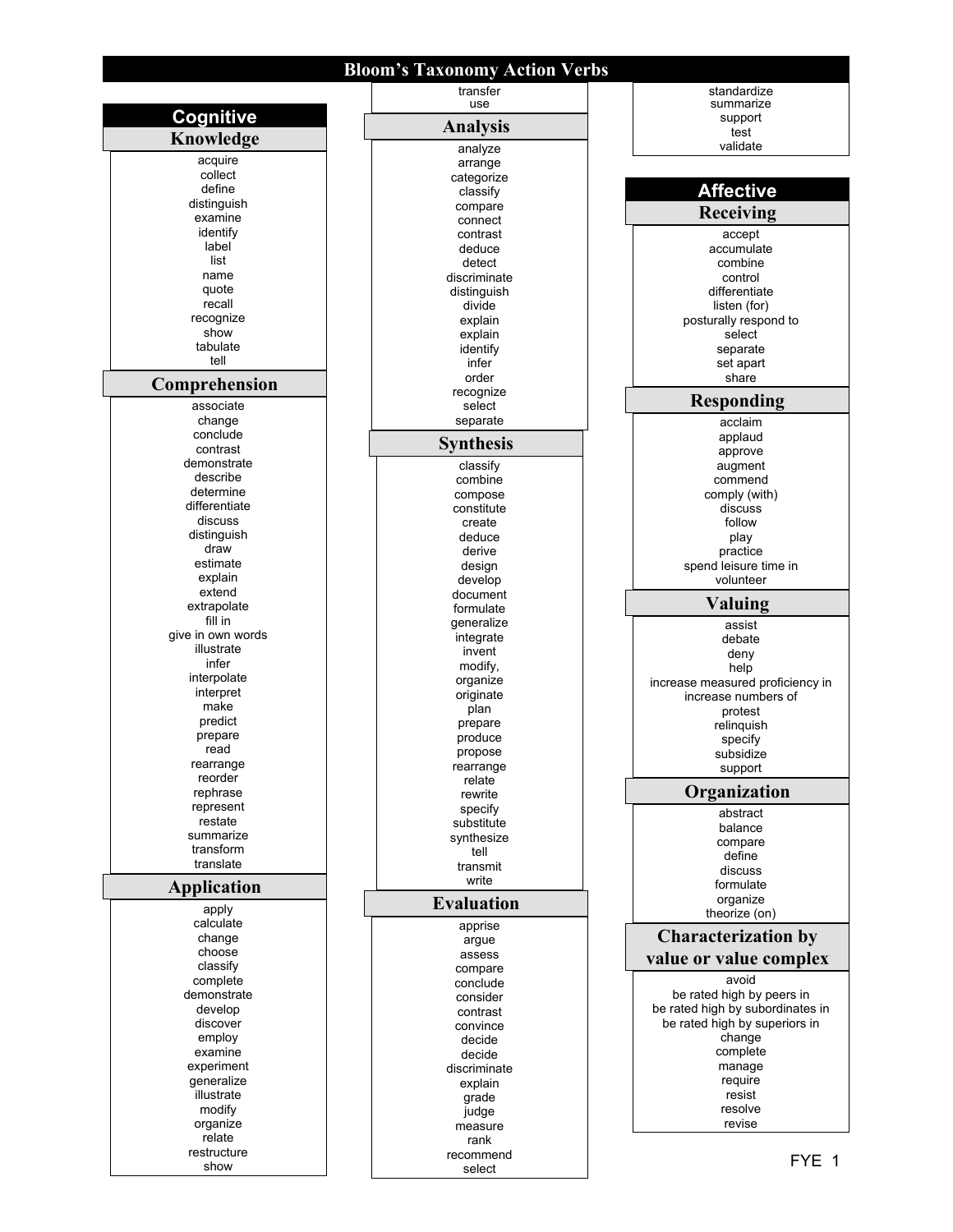# Bloom's Taxonomy Action Verbs

## Cognitive

### Knowledge

acquire
collect
define
distinguish
examine
identify
label
list
name
quote
recall
recognize
show
tabulate
tell

### Comprehension

associate
change
conclude
contrast
demonstrate
describe
determine
differentiate
discuss
distinguish
draw
estimate
explain
extend
extrapolate
fill in
give in own words
illustrate
infer
interpolate
interpret
make
predict
prepare
read
rearrange
reorder
rephrase
represent
restate
summarize
transform
translate

### Application

apply
calculate
change
choose
classify
complete
demonstrate
develop
discover
employ
examine
experiment
generalize
illustrate
modify
organize
relate
restructure
show
transfer
use

### Analysis

analyze
arrange
categorize
classify
compare
connect
contrast
deduce
detect
discriminate
distinguish
divide
explain
explain
identify
infer
order
recognize
select
separate

### Synthesis

classify
combine
compose
constitute
create
deduce
derive
design
develop
document
formulate
generalize
integrate
invent
modify,
organize
originate
plan
prepare
produce
propose
rearrange
relate
rewrite
specify
substitute
synthesize
tell
transmit
write

### Evaluation

apprise
argue
assess
compare
conclude
consider
contrast
convince
decide
decide
discriminate
explain
grade
judge
measure
rank
recommend
select
standardize
summarize
support
test
validate

## Affective

### Receiving

accept
accumulate
combine
control
differentiate
listen (for)
posturally respond to
select
separate
set apart
share

### Responding

acclaim
applaud
approve
augment
commend
comply (with)
discuss
follow
play
practice
spend leisure time in
volunteer

### Valuing

assist
debate
deny
help
increase measured proficiency in
increase numbers of
protest
relinquish
specify
subsidize
support

### Organization

abstract
balance
compare
define
discuss
formulate
organize
theorize (on)

### Characterization by value or value complex

avoid
be rated high by peers in
be rated high by subordinates in
be rated high by superiors in
change
complete
manage
require
resist
resolve
revise

FYE 1